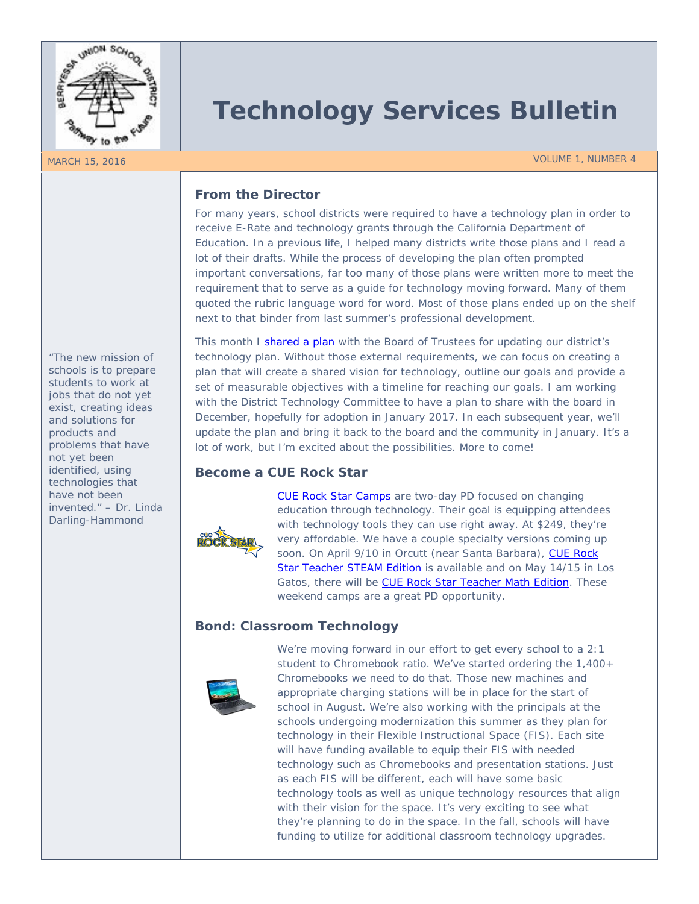# Technology Services Bulletin

MARCH 15, 2016 VOLUME 1, NUMBER 4

"The new mission of schools is to prepare students to work at jobs that do not yet exist, creating ideas and solutions for products and problems that have not yet been identified, using technologies that have not been invented." – Dr. Linda Darling-Hammond

## From the Director

For many years, school districts were required to have a technology plan in order to receive E-Rate and technology grants through the California Department of Education. In a previous life, I helped many districts write those plans and I read a lot of their drafts. While the process of developing the plan often prompted important conversations, far too many of those plans were written more to meet the requirement that to serve as a guide for technology moving forward. Many of them quoted the rubric language word for word. Most of those plans ended up on the shelf next to that binder from last summer's professional development.

This month I shared a plan with the Board of Trustees for updating our district's technology plan. Without those external requirements, we can focus on creating a plan that will create a shared vision for technology, outline our goals and provide a set of measurable objectives with a timeline for reaching our goals. I am working with the District Technology Committee to have a plan to share with the board in December, hopefully for adoption in January 2017. In each subsequent year, we'll update the plan and bring it back to the board and the community in January. It's a lot of work, but I'm excited about the possibilities. More to come!

## Become a CUE Rock Star

CUE Rock Star Camps are two-day PD focused on changing education through technology. Their goal is equipping attendees with technology tools they can use right away. At $249, they're very affordable. We have a couple specialty versions coming up soon. On April 9/10 in Orcutt (near Santa Barbara), CUE Rock Star Teacher STEAM Edition is available and on May 14/15 in Los Gatos, there will be CUE Rock Star Teacher Math Edition. These weekend camps are a great PD opportunity.

## Bond: Classroom Technology

We're moving forward in our effort to get every school to a 2:1 student to Chromebook ratio. We've started ordering the 1,400+ Chromebooks we need to do that. Those new machines and appropriate charging stations will be in place for the start of school in August. We're also working with the principals at the schools undergoing modernization this summer as they plan for technology in their Flexible Instructional Space (FIS). Each site will have funding available to equip their FIS with needed technology such as Chromebooks and presentation stations. Just as each FIS will be different, each will have some basic technology tools as well as unique technology resources that align with their vision for the space. It's very exciting to see what they're planning to do in the space. In the fall, schools will have funding to utilize for additional classroom technology upgrades.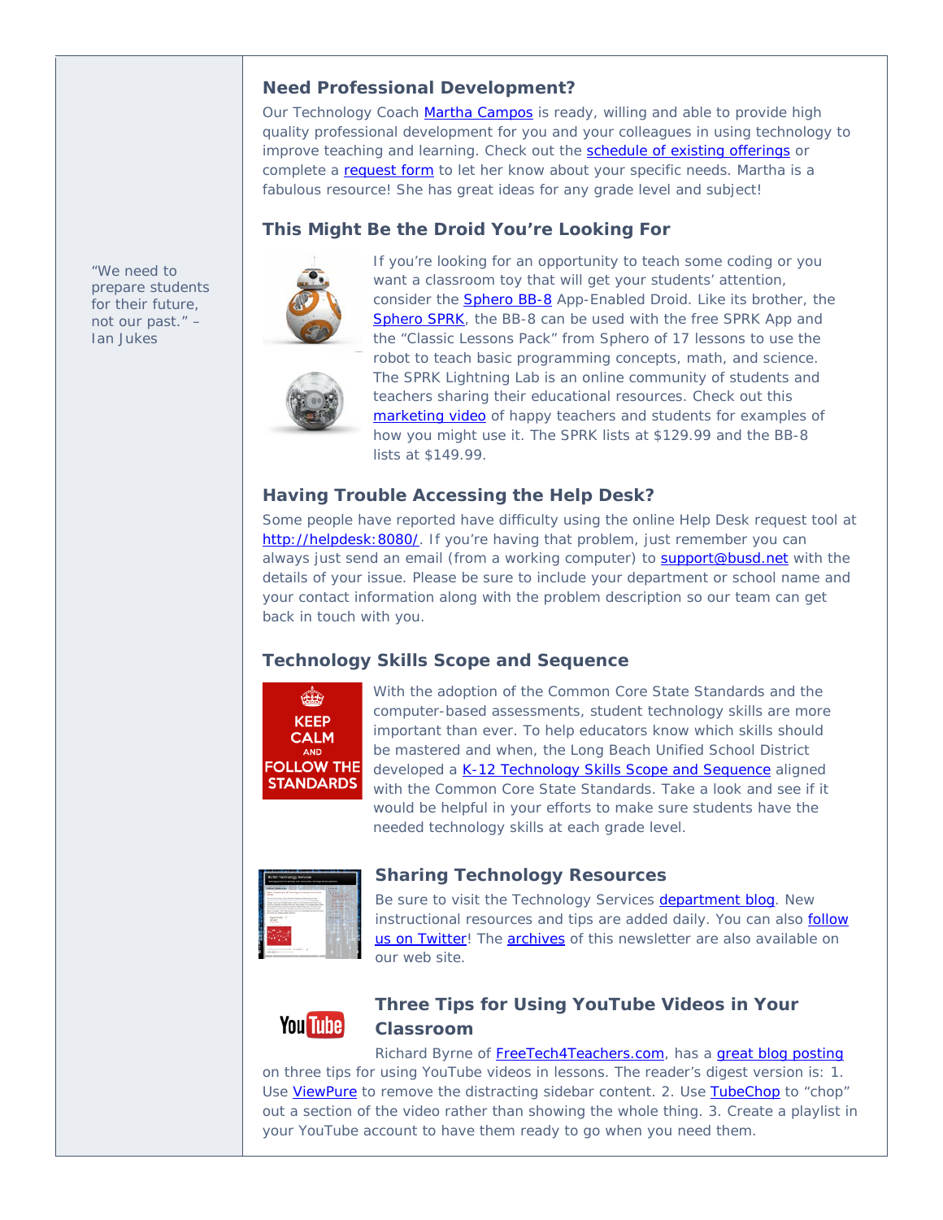“We need to prepare students for their future, not our past.” – Ian Jukes

### Need Professional Development?

Our Technology Coach Martha Campos is ready, willing and able to provide high quality professional development for you and your colleagues in using technology to improve teaching and learning. Check out the schedule of existing offerings or complete a request form to let her know about your specific needs. Martha is a fabulous resource! She has great ideas for any grade level and subject!

### This Might Be the Droid You’re Looking For

If you’re looking for an opportunity to teach some coding or you want a classroom toy that will get your students’ attention, consider the Sphero BB-8 App-Enabled Droid. Like its brother, the Sphero SPRK, the BB-8 can be used with the free SPRK App and the “Classic Lessons Pack” from Sphero of 17 lessons to use the robot to teach basic programming concepts, math, and science. The SPRK Lightning Lab is an online community of students and teachers sharing their educational resources. Check out this marketing video of happy teachers and students for examples of how you might use it. The SPRK lists at $129.99 and the BB-8 lists at $149.99.

### Having Trouble Accessing the Help Desk?

Some people have reported have difficulty using the online Help Desk request tool at http://helpdesk:8080/. If you’re having that problem, just remember you can always just send an email (from a working computer) to support@busd.net with the details of your issue. Please be sure to include your department or school name and your contact information along with the problem description so our team can get back in touch with you.

### Technology Skills Scope and Sequence

KEEP CALM AND FOLLOW THE STANDARDS

With the adoption of the Common Core State Standards and the computer-based assessments, student technology skills are more important than ever. To help educators know which skills should be mastered and when, the Long Beach Unified School District developed a K-12 Technology Skills Scope and Sequence aligned with the Common Core State Standards. Take a look and see if it would be helpful in your efforts to make sure students have the needed technology skills at each grade level.

### Sharing Technology Resources

Be sure to visit the Technology Services department blog. New instructional resources and tips are added daily. You can also follow us on Twitter! The archives of this newsletter are also available on our web site.

### Three Tips for Using YouTube Videos in Your Classroom

Richard Byrne of FreeTech4Teachers.com, has a great blog posting on three tips for using YouTube videos in lessons. The reader’s digest version is: 1. Use ViewPure to remove the distracting sidebar content. 2. Use TubeChop to “chop” out a section of the video rather than showing the whole thing. 3. Create a playlist in your YouTube account to have them ready to go when you need them.